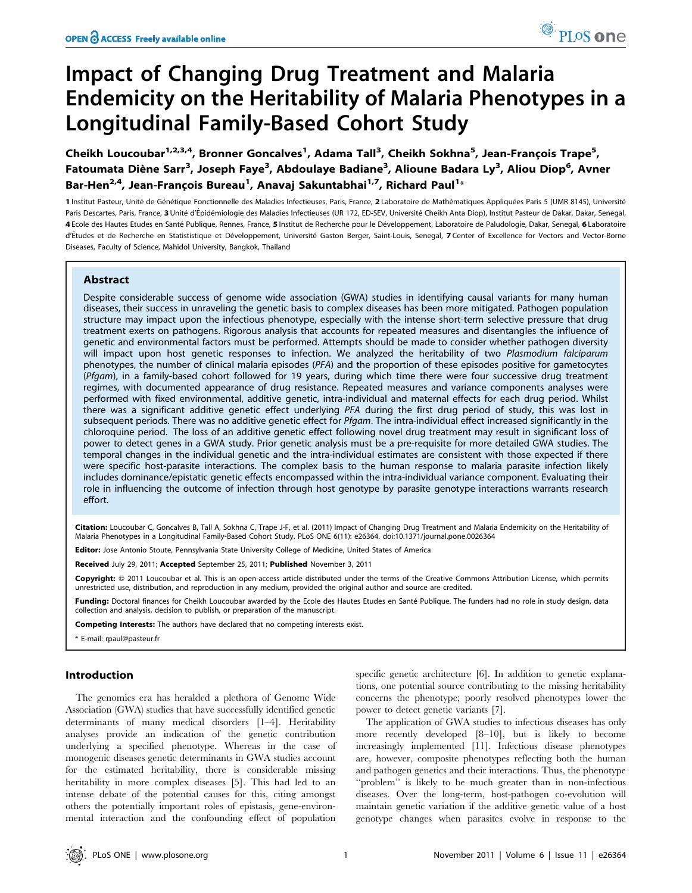# Impact of Changing Drug Treatment and Malaria Endemicity on the Heritability of Malaria Phenotypes in a Longitudinal Family-Based Cohort Study

**Cheikh Loucoubar[1,2,3,4], Bronner Goncalves[1], Adama Tall[3], Cheikh Sokhna[5], Jean-François Trape[5], Fatoumata Diène Sarr[3], Joseph Faye[3], Abdoulaye Badiane[3], Alioune Badara Ly[3], Aliou Diop[6], Avner Bar-Hen[2,4], Jean-François Bureau[1], Anavaj Sakuntabhai[1,7], Richard Paul[1]***

1 Institut Pasteur, Unité de Génétique Fonctionnelle des Maladies Infectieuses, Paris, France, 2 Laboratoire de Mathématiques Appliquées Paris 5 (UMR 8145), Université Paris Descartes, Paris, France, 3 Unité d'Épidémiologie des Maladies Infectieuses (UR 172, ED-SEV, Université Cheikh Anta Diop), Institut Pasteur de Dakar, Dakar, Senegal, 4 Ecole des Hautes Etudes en Santé Publique, Rennes, France, 5 Institut de Recherche pour le Développement, Laboratoire de Paludologie, Dakar, Senegal, 6 Laboratoire d'Études et de Recherche en Statistique et Développement, Université Gaston Berger, Saint-Louis, Senegal, 7 Center of Excellence for Vectors and Vector-Borne Diseases, Faculty of Science, Mahidol University, Bangkok, Thailand

## Abstract

Despite considerable success of genome wide association (GWA) studies in identifying causal variants for many human diseases, their success in unraveling the genetic basis to complex diseases has been more mitigated. Pathogen population structure may impact upon the infectious phenotype, especially with the intense short-term selective pressure that drug treatment exerts on pathogens. Rigorous analysis that accounts for repeated measures and disentangles the influence of genetic and environmental factors must be performed. Attempts should be made to consider whether pathogen diversity will impact upon host genetic responses to infection. We analyzed the heritability of two *Plasmodium falciparum* phenotypes, the number of clinical malaria episodes (*PFA*) and the proportion of these episodes positive for gametocytes (*Pfgam*), in a family-based cohort followed for 19 years, during which time there were four successive drug treatment regimes, with documented appearance of drug resistance. Repeated measures and variance components analyses were performed with fixed environmental, additive genetic, intra-individual and maternal effects for each drug period. Whilst there was a significant additive genetic effect underlying *PFA* during the first drug period of study, this was lost in subsequent periods. There was no additive genetic effect for *Pfgam*. The intra-individual effect increased significantly in the chloroquine period. The loss of an additive genetic effect following novel drug treatment may result in significant loss of power to detect genes in a GWA study. Prior genetic analysis must be a pre-requisite for more detailed GWA studies. The temporal changes in the individual genetic and the intra-individual estimates are consistent with those expected if there were specific host-parasite interactions. The complex basis to the human response to malaria parasite infection likely includes dominance/epistatic genetic effects encompassed within the intra-individual variance component. Evaluating their role in influencing the outcome of infection through host genotype by parasite genotype interactions warrants research effort.

**Citation:** Loucoubar C, Goncalves B, Tall A, Sokhna C, Trape J-F, et al. (2011) Impact of Changing Drug Treatment and Malaria Endemicity on the Heritability of Malaria Phenotypes in a Longitudinal Family-Based Cohort Study. PLoS ONE 6(11): e26364. doi:10.1371/journal.pone.0026364

**Editor:** Jose Antonio Stoute, Pennsylvania State University College of Medicine, United States of America

**Received** July 29, 2011; **Accepted** September 25, 2011; **Published** November 3, 2011

**Copyright:** © 2011 Loucoubar et al. This is an open-access article distributed under the terms of the Creative Commons Attribution License, which permits unrestricted use, distribution, and reproduction in any medium, provided the original author and source are credited.

**Funding:** Doctoral finances for Cheikh Loucoubar awarded by the Ecole des Hautes Etudes en Santé Publique. The funders had no role in study design, data collection and analysis, decision to publish, or preparation of the manuscript.

**Competing Interests:** The authors have declared that no competing interests exist.

\* E-mail: rpaul@pasteur.fr

## Introduction

The genomics era has heralded a plethora of Genome Wide Association (GWA) studies that have successfully identified genetic determinants of many medical disorders [1–4]. Heritability analyses provide an indication of the genetic contribution underlying a specified phenotype. Whereas in the case of monogenic diseases genetic determinants in GWA studies account for the estimated heritability, there is considerable missing heritability in more complex diseases [5]. This had led to an intense debate of the potential causes for this, citing amongst others the potentially important roles of epistasis, gene-environmental interaction and the confounding effect of population specific genetic architecture [6]. In addition to genetic explanations, one potential source contributing to the missing heritability concerns the phenotype; poorly resolved phenotypes lower the power to detect genetic variants [7].

The application of GWA studies to infectious diseases has only more recently developed [8–10], but is likely to become increasingly implemented [11]. Infectious disease phenotypes are, however, composite phenotypes reflecting both the human and pathogen genetics and their interactions. Thus, the phenotype "problem" is likely to be much greater than in non-infectious diseases. Over the long-term, host-pathogen co-evolution will maintain genetic variation if the additive genetic value of a host genotype changes when parasites evolve in response to the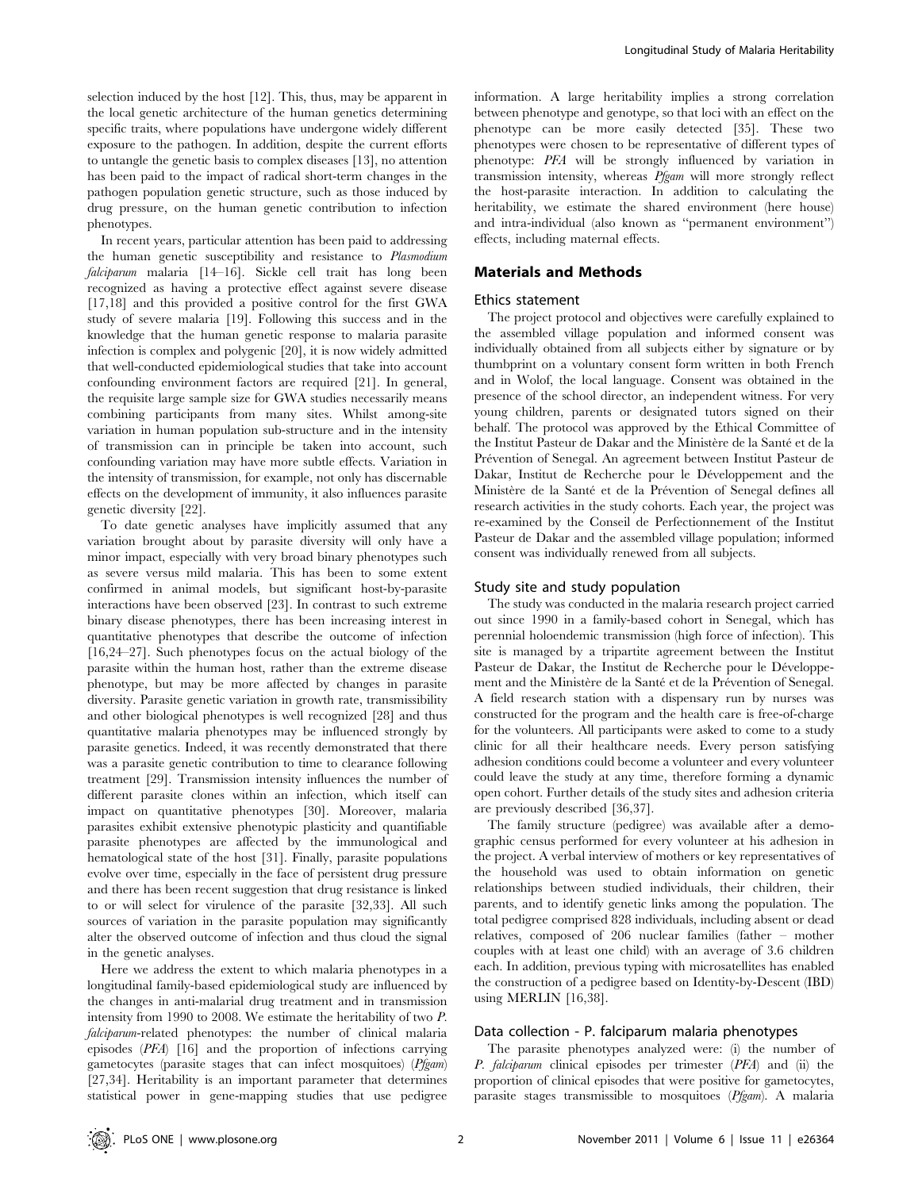selection induced by the host [12]. This, thus, may be apparent in the local genetic architecture of the human genetics determining specific traits, where populations have undergone widely different exposure to the pathogen. In addition, despite the current efforts to untangle the genetic basis to complex diseases [13], no attention has been paid to the impact of radical short-term changes in the pathogen population genetic structure, such as those induced by drug pressure, on the human genetic contribution to infection phenotypes.

In recent years, particular attention has been paid to addressing the human genetic susceptibility and resistance to *Plasmodium falciparum* malaria [14–16]. Sickle cell trait has long been recognized as having a protective effect against severe disease [17,18] and this provided a positive control for the first GWA study of severe malaria [19]. Following this success and in the knowledge that the human genetic response to malaria parasite infection is complex and polygenic [20], it is now widely admitted that well-conducted epidemiological studies that take into account confounding environment factors are required [21]. In general, the requisite large sample size for GWA studies necessarily means combining participants from many sites. Whilst among-site variation in human population sub-structure and in the intensity of transmission can in principle be taken into account, such confounding variation may have more subtle effects. Variation in the intensity of transmission, for example, not only has discernable effects on the development of immunity, it also influences parasite genetic diversity [22].

To date genetic analyses have implicitly assumed that any variation brought about by parasite diversity will only have a minor impact, especially with very broad binary phenotypes such as severe versus mild malaria. This has been to some extent confirmed in animal models, but significant host-by-parasite interactions have been observed [23]. In contrast to such extreme binary disease phenotypes, there has been increasing interest in quantitative phenotypes that describe the outcome of infection [16,24–27]. Such phenotypes focus on the actual biology of the parasite within the human host, rather than the extreme disease phenotype, but may be more affected by changes in parasite diversity. Parasite genetic variation in growth rate, transmissibility and other biological phenotypes is well recognized [28] and thus quantitative malaria phenotypes may be influenced strongly by parasite genetics. Indeed, it was recently demonstrated that there was a parasite genetic contribution to time to clearance following treatment [29]. Transmission intensity influences the number of different parasite clones within an infection, which itself can impact on quantitative phenotypes [30]. Moreover, malaria parasites exhibit extensive phenotypic plasticity and quantifiable parasite phenotypes are affected by the immunological and hematological state of the host [31]. Finally, parasite populations evolve over time, especially in the face of persistent drug pressure and there has been recent suggestion that drug resistance is linked to or will select for virulence of the parasite [32,33]. All such sources of variation in the parasite population may significantly alter the observed outcome of infection and thus cloud the signal in the genetic analyses.

Here we address the extent to which malaria phenotypes in a longitudinal family-based epidemiological study are influenced by the changes in anti-malarial drug treatment and in transmission intensity from 1990 to 2008. We estimate the heritability of two *P. falciparum*-related phenotypes: the number of clinical malaria episodes (*PFA*) [16] and the proportion of infections carrying gametocytes (parasite stages that can infect mosquitoes) (*Pfgam*) [27,34]. Heritability is an important parameter that determines statistical power in gene-mapping studies that use pedigree information. A large heritability implies a strong correlation between phenotype and genotype, so that loci with an effect on the phenotype can be more easily detected [35]. These two phenotypes were chosen to be representative of different types of phenotype: *PFA* will be strongly influenced by variation in transmission intensity, whereas *Pfgam* will more strongly reflect the host-parasite interaction. In addition to calculating the heritability, we estimate the shared environment (here house) and intra-individual (also known as "permanent environment") effects, including maternal effects.

## Materials and Methods

### Ethics statement

The project protocol and objectives were carefully explained to the assembled village population and informed consent was individually obtained from all subjects either by signature or by thumbprint on a voluntary consent form written in both French and in Wolof, the local language. Consent was obtained in the presence of the school director, an independent witness. For very young children, parents or designated tutors signed on their behalf. The protocol was approved by the Ethical Committee of the Institut Pasteur de Dakar and the Ministère de la Santé et de la Prévention of Senegal. An agreement between Institut Pasteur de Dakar, Institut de Recherche pour le Développement and the Ministère de la Santé et de la Prévention of Senegal defines all research activities in the study cohorts. Each year, the project was re-examined by the Conseil de Perfectionnement of the Institut Pasteur de Dakar and the assembled village population; informed consent was individually renewed from all subjects.

### Study site and study population

The study was conducted in the malaria research project carried out since 1990 in a family-based cohort in Senegal, which has perennial holoendemic transmission (high force of infection). This site is managed by a tripartite agreement between the Institut Pasteur de Dakar, the Institut de Recherche pour le Développement and the Ministère de la Santé et de la Prévention of Senegal. A field research station with a dispensary run by nurses was constructed for the program and the health care is free-of-charge for the volunteers. All participants were asked to come to a study clinic for all their healthcare needs. Every person satisfying adhesion conditions could become a volunteer and every volunteer could leave the study at any time, therefore forming a dynamic open cohort. Further details of the study sites and adhesion criteria are previously described [36,37].

The family structure (pedigree) was available after a demographic census performed for every volunteer at his adhesion in the project. A verbal interview of mothers or key representatives of the household was used to obtain information on genetic relationships between studied individuals, their children, their parents, and to identify genetic links among the population. The total pedigree comprised 828 individuals, including absent or dead relatives, composed of 206 nuclear families (father – mother couples with at least one child) with an average of 3.6 children each. In addition, previous typing with microsatellites has enabled the construction of a pedigree based on Identity-by-Descent (IBD) using MERLIN [16,38].

### Data collection - P. falciparum malaria phenotypes

The parasite phenotypes analyzed were: (i) the number of *P. falciparum* clinical episodes per trimester (*PFA*) and (ii) the proportion of clinical episodes that were positive for gametocytes, parasite stages transmissible to mosquitoes (*Pfgam*). A malaria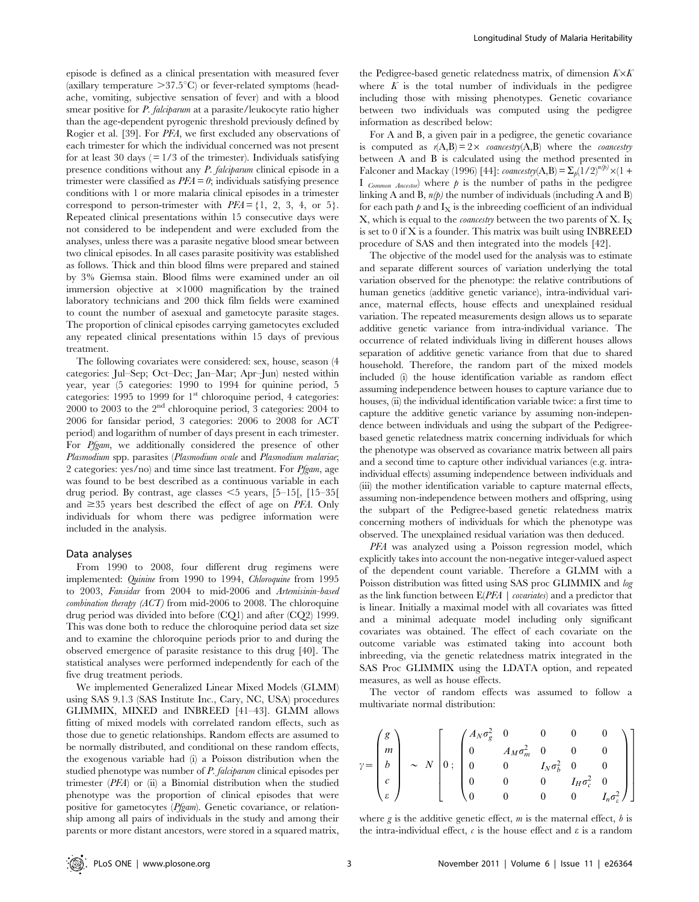episode is defined as a clinical presentation with measured fever (axillary temperature $>37.5^{\circ}$C) or fever-related symptoms (headache, vomiting, subjective sensation of fever) and with a blood smear positive for *P. falciparum* at a parasite/leukocyte ratio higher than the age-dependent pyrogenic threshold previously defined by Rogier et al. [39]. For *PFA*, we first excluded any observations of each trimester for which the individual concerned was not present for at least 30 days ($=1/3$ of the trimester). Individuals satisfying presence conditions without any *P. falciparum* clinical episode in a trimester were classified as $PFA=0$; individuals satisfying presence conditions with 1 or more malaria clinical episodes in a trimester correspond to person-trimester with $PFA=\{1, 2, 3, 4, \text{ or } 5\}$. Repeated clinical presentations within 15 consecutive days were not considered to be independent and were excluded from the analyses, unless there was a parasite negative blood smear between two clinical episodes. In all cases parasite positivity was established as follows. Thick and thin blood films were prepared and stained by 3% Giemsa stain. Blood films were examined under an oil immersion objective at $\times 1000$ magnification by the trained laboratory technicians and 200 thick film fields were examined to count the number of asexual and gametocyte parasite stages. The proportion of clinical episodes carrying gametocytes excluded any repeated clinical presentations within 15 days of previous treatment.

The following covariates were considered: sex, house, season (4 categories: Jul–Sep; Oct–Dec; Jan–Mar; Apr–Jun) nested within year, year (5 categories: 1990 to 1994 for quinine period, 5 categories: 1995 to 1999 for 1st chloroquine period, 4 categories: 2000 to 2003 to the 2nd chloroquine period, 3 categories: 2004 to 2006 for fansidar period, 3 categories: 2006 to 2008 for ACT period) and logarithm of number of days present in each trimester. For *Pfgam*, we additionally considered the presence of other *Plasmodium* spp. parasites (*Plasmodium ovale* and *Plasmodium malariae*; 2 categories: yes/no) and time since last treatment. For *Pfgam*, age was found to be best described as a continuous variable in each drug period. By contrast, age classes $<5$ years, [5–15[, [15–35[ and $\geq 35$ years best described the effect of age on *PFA*. Only individuals for whom there was pedigree information were included in the analysis.

## Data analyses

From 1990 to 2008, four different drug regimens were implemented: *Quinine* from 1990 to 1994, *Chloroquine* from 1995 to 2003, *Fansidar* from 2004 to mid-2006 and *Artemisinin-based combination therapy (ACT)* from mid-2006 to 2008. The chloroquine drug period was divided into before (CQ1) and after (CQ2) 1999. This was done both to reduce the chloroquine period data set size and to examine the chloroquine periods prior to and during the observed emergence of parasite resistance to this drug [40]. The statistical analyses were performed independently for each of the five drug treatment periods.

We implemented Generalized Linear Mixed Models (GLMM) using SAS 9.1.3 (SAS Institute Inc., Cary, NC, USA) procedures GLIMMIX, MIXED and INBREED [41–43]. GLMM allows fitting of mixed models with correlated random effects, such as those due to genetic relationships. Random effects are assumed to be normally distributed, and conditional on these random effects, the exogenous variable had (i) a Poisson distribution when the studied phenotype was number of *P. falciparum* clinical episodes per trimester (*PFA*) or (ii) a Binomial distribution when the studied phenotype was the proportion of clinical episodes that were positive for gametocytes (*Pfgam*). Genetic covariance, or relationship among all pairs of individuals in the study and among their parents or more distant ancestors, were stored in a squared matrix, the Pedigree-based genetic relatedness matrix, of dimension $K \times K$ where $K$ is the total number of individuals in the pedigree including those with missing phenotypes. Genetic covariance between two individuals was computed using the pedigree information as described below:

For A and B, a given pair in a pedigree, the genetic covariance is computed as $r(A,B)=2\times$ *coancestry*(A,B) where the *coancestry* between A and B is calculated using the method presented in Falconer and Mackay (1996) [44]: *coancestry*(A,B) $= \Sigma_p (1/2)^{n(p)} \times (1 + I_{Common\ Ancestor})$ where $p$ is the number of paths in the pedigree linking A and B, $n(p)$ the number of individuals (including A and B) for each path $p$ and $I_X$ is the inbreeding coefficient of an individual X, which is equal to the *coancestry* between the two parents of X. $I_X$ is set to 0 if X is a founder. This matrix was built using INBREED procedure of SAS and then integrated into the models [42].

The objective of the model used for the analysis was to estimate and separate different sources of variation underlying the total variation observed for the phenotype: the relative contributions of human genetics (additive genetic variance), intra-individual variance, maternal effects, house effects and unexplained residual variation. The repeated measurements design allows us to separate additive genetic variance from intra-individual variance. The occurrence of related individuals living in different houses allows separation of additive genetic variance from that due to shared household. Therefore, the random part of the mixed models included (i) the house identification variable as random effect assuming independence between houses to capture variance due to houses, (ii) the individual identification variable twice: a first time to capture the additive genetic variance by assuming non-independence between individuals and using the subpart of the Pedigree-based genetic relatedness matrix concerning individuals for which the phenotype was observed as covariance matrix between all pairs and a second time to capture other individual variances (e.g. intra-individual effects) assuming independence between individuals and (iii) the mother identification variable to capture maternal effects, assuming non-independence between mothers and offspring, using the subpart of the Pedigree-based genetic relatedness matrix concerning mothers of individuals for which the phenotype was observed. The unexplained residual variation was then deduced.

*PFA* was analyzed using a Poisson regression model, which explicitly takes into account the non-negative integer-valued aspect of the dependent count variable. Therefore a GLMM with a Poisson distribution was fitted using SAS proc GLIMMIX and *log* as the link function between E(*PFA* | *covariates*) and a predictor that is linear. Initially a maximal model with all covariates was fitted and a minimal adequate model including only significant covariates was obtained. The effect of each covariate on the outcome variable was estimated taking into account both inbreeding, via the genetic relatedness matrix integrated in the SAS Proc GLIMMIX using the LDATA option, and repeated measures, as well as house effects.

The vector of random effects was assumed to follow a multivariate normal distribution:

$$
\gamma = \begin{pmatrix} g \\ m \\ b \\ c \\ \varepsilon \end{pmatrix} \sim N\left[0\,;\begin{pmatrix} A_N\sigma_g^2 & 0 & 0 & 0 & 0 \\ 0 & A_M\sigma_m^2 & 0 & 0 & 0 \\ 0 & 0 & I_N\sigma_b^2 & 0 & 0 \\ 0 & 0 & 0 & I_H\sigma_c^2 & 0 \\ 0 & 0 & 0 & 0 & I_n\sigma_\varepsilon^2 \end{pmatrix}\right]
$$

where $g$ is the additive genetic effect, $m$ is the maternal effect, $b$ is the intra-individual effect, $c$ is the house effect and $\varepsilon$ is a random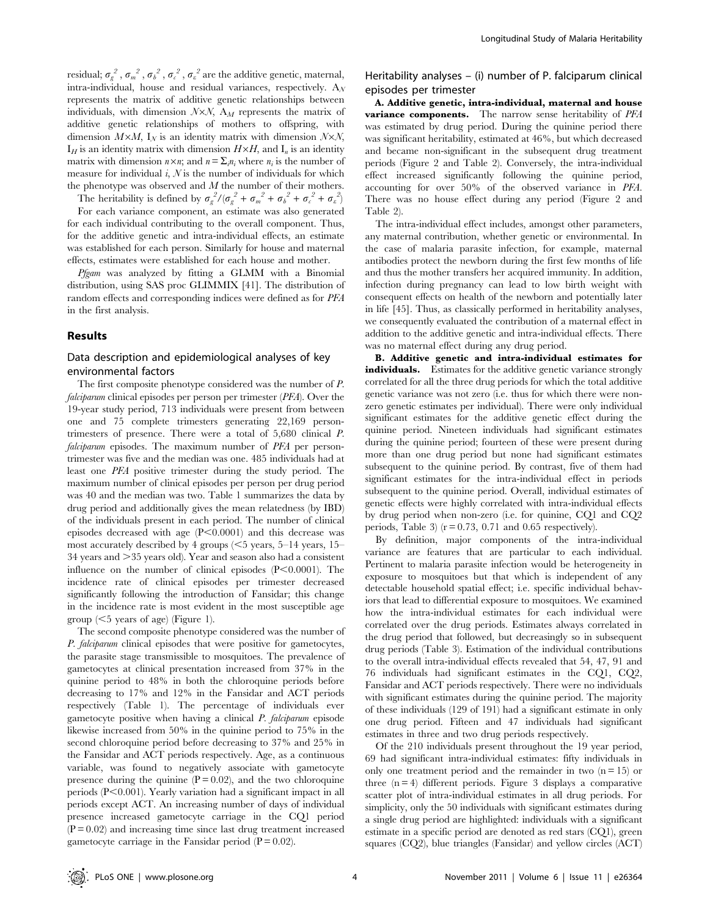residual; $\sigma_g^2$, $\sigma_m^2$, $\sigma_b^2$, $\sigma_c^2$, $\sigma_\varepsilon^2$ are the additive genetic, maternal, intra-individual, house and residual variances, respectively. $A_N$ represents the matrix of additive genetic relationships between individuals, with dimension $N \times N$, $A_M$ represents the matrix of additive genetic relationships of mothers to offspring, with dimension $M \times M$, $I_N$ is an identity matrix with dimension $N \times N$, $I_H$ is an identity matrix with dimension $H \times H$, and $I_n$ is an identity matrix with dimension $n \times n$; and $n = \Sigma_i n_i$ where $n_i$ is the number of measure for individual $i$, $N$ is the number of individuals for which the phenotype was observed and $M$ the number of their mothers.

The heritability is defined by $\sigma_g^2/(\sigma_g^2 + \sigma_m^2 + \sigma_b^2 + \sigma_c^2 + \sigma_\varepsilon^2)$

For each variance component, an estimate was also generated for each individual contributing to the overall component. Thus, for the additive genetic and intra-individual effects, an estimate was established for each person. Similarly for house and maternal effects, estimates were established for each house and mother.

*Pfgam* was analyzed by fitting a GLMM with a Binomial distribution, using SAS proc GLIMMIX [41]. The distribution of random effects and corresponding indices were defined as for *PFA* in the first analysis.

## Results

### Data description and epidemiological analyses of key environmental factors

The first composite phenotype considered was the number of *P. falciparum* clinical episodes per person per trimester (*PFA*). Over the 19-year study period, 713 individuals were present from between one and 75 complete trimesters generating 22,169 person-trimesters of presence. There were a total of 5,680 clinical *P. falciparum* episodes. The maximum number of *PFA* per person-trimester was five and the median was one. 485 individuals had at least one *PFA* positive trimester during the study period. The maximum number of clinical episodes per person per drug period was 40 and the median was two. Table 1 summarizes the data by drug period and additionally gives the mean relatedness (by IBD) of the individuals present in each period. The number of clinical episodes decreased with age ($P<0.0001$) and this decrease was most accurately described by 4 groups (<5 years, 5–14 years, 15–34 years and >35 years old). Year and season also had a consistent influence on the number of clinical episodes ($P<0.0001$). The incidence rate of clinical episodes per trimester decreased significantly following the introduction of Fansidar; this change in the incidence rate is most evident in the most susceptible age group (<5 years of age) (Figure 1).

The second composite phenotype considered was the number of *P. falciparum* clinical episodes that were positive for gametocytes, the parasite stage transmissible to mosquitoes. The prevalence of gametocytes at clinical presentation increased from 37% in the quinine period to 48% in both the chloroquine periods before decreasing to 17% and 12% in the Fansidar and ACT periods respectively (Table 1). The percentage of individuals ever gametocyte positive when having a clinical *P. falciparum* episode likewise increased from 50% in the quinine period to 75% in the second chloroquine period before decreasing to 37% and 25% in the Fansidar and ACT periods respectively. Age, as a continuous variable, was found to negatively associate with gametocyte presence during the quinine ($P=0.02$), and the two chloroquine periods ($P<0.001$). Yearly variation had a significant impact in all periods except ACT. An increasing number of days of individual presence increased gametocyte carriage in the CQ1 period ($P=0.02$) and increasing time since last drug treatment increased gametocyte carriage in the Fansidar period ($P=0.02$).

### Heritability analyses – (i) number of P. falciparum clinical episodes per trimester

**A. Additive genetic, intra-individual, maternal and house variance components.** The narrow sense heritability of *PFA* was estimated by drug period. During the quinine period there was significant heritability, estimated at 46%, but which decreased and became non-significant in the subsequent drug treatment periods (Figure 2 and Table 2). Conversely, the intra-individual effect increased significantly following the quinine period, accounting for over 50% of the observed variance in *PFA*. There was no house effect during any period (Figure 2 and Table 2).

The intra-individual effect includes, amongst other parameters, any maternal contribution, whether genetic or environmental. In the case of malaria parasite infection, for example, maternal antibodies protect the newborn during the first few months of life and thus the mother transfers her acquired immunity. In addition, infection during pregnancy can lead to low birth weight with consequent effects on health of the newborn and potentially later in life [45]. Thus, as classically performed in heritability analyses, we consequently evaluated the contribution of a maternal effect in addition to the additive genetic and intra-individual effects. There was no maternal effect during any drug period.

**B. Additive genetic and intra-individual estimates for individuals.** Estimates for the additive genetic variance strongly correlated for all the three drug periods for which the total additive genetic variance was not zero (i.e. thus for which there were non-zero genetic estimates per individual). There were only individual significant estimates for the additive genetic effect during the quinine period. Nineteen individuals had significant estimates during the quinine period; fourteen of these were present during more than one drug period but none had significant estimates subsequent to the quinine period. By contrast, five of them had significant estimates for the intra-individual effect in periods subsequent to the quinine period. Overall, individual estimates of genetic effects were highly correlated with intra-individual effects by drug period when non-zero (i.e. for quinine, CQ1 and CQ2 periods, Table 3) ($r=0.73$, 0.71 and 0.65 respectively).

By definition, major components of the intra-individual variance are features that are particular to each individual. Pertinent to malaria parasite infection would be heterogeneity in exposure to mosquitoes but that which is independent of any detectable household spatial effect; i.e. specific individual behaviors that lead to differential exposure to mosquitoes. We examined how the intra-individual estimates for each individual were correlated over the drug periods. Estimates always correlated in the drug period that followed, but decreasingly so in subsequent drug periods (Table 3). Estimation of the individual contributions to the overall intra-individual effects revealed that 54, 47, 91 and 76 individuals had significant estimates in the CQ1, CQ2, Fansidar and ACT periods respectively. There were no individuals with significant estimates during the quinine period. The majority of these individuals (129 of 191) had a significant estimate in only one drug period. Fifteen and 47 individuals had significant estimates in three and two drug periods respectively.

Of the 210 individuals present throughout the 19 year period, 69 had significant intra-individual estimates: fifty individuals in only one treatment period and the remainder in two ($n=15$) or three ($n=4$) different periods. Figure 3 displays a comparative scatter plot of intra-individual estimates in all drug periods. For simplicity, only the 50 individuals with significant estimates during a single drug period are highlighted: individuals with a significant estimate in a specific period are denoted as red stars (CQ1), green squares (CQ2), blue triangles (Fansidar) and yellow circles (ACT)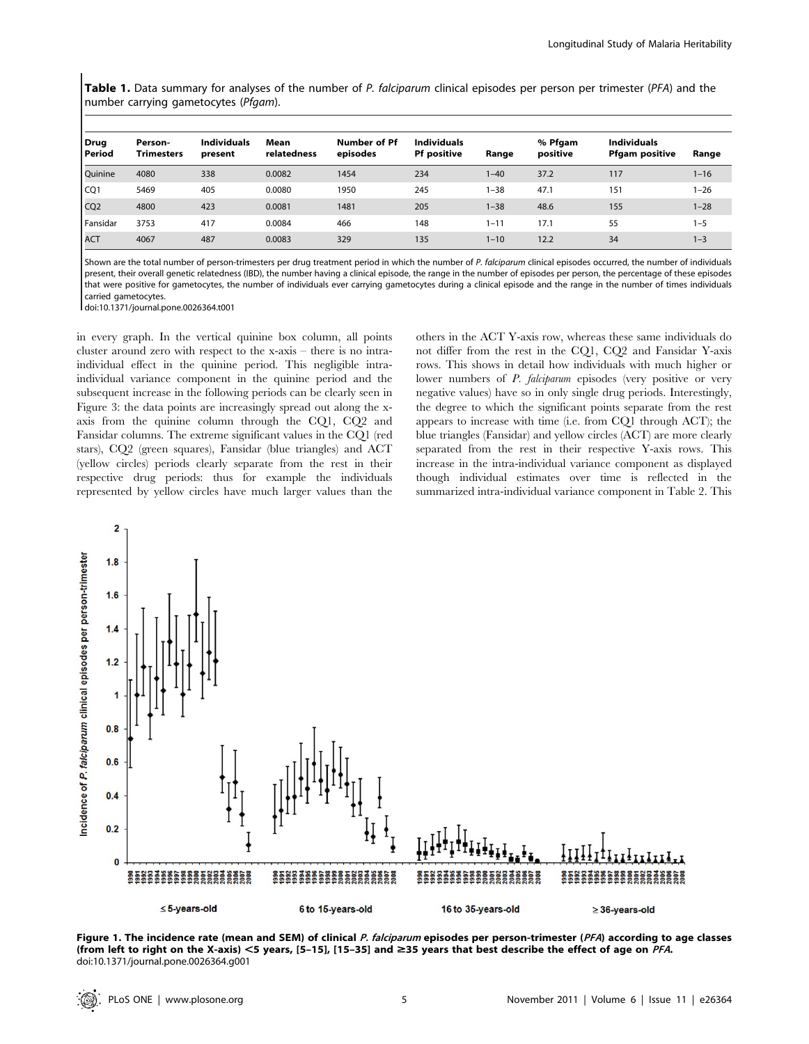**Table 1.** Data summary for analyses of the number of *P. falciparum* clinical episodes per person per trimester (*PFA*) and the number carrying gametocytes (*Pfgam*).

| Drug Period | Person-Trimesters | Individuals present | Mean relatedness | Number of Pf episodes | Individuals Pf positive | Range | % Pfgam positive | Individuals Pfgam positive | Range |
|---|---|---|---|---|---|---|---|---|---|
| Quinine | 4080 | 338 | 0.0082 | 1454 | 234 | 1–40 | 37.2 | 117 | 1–16 |
| CQ1 | 5469 | 405 | 0.0080 | 1950 | 245 | 1–38 | 47.1 | 151 | 1–26 |
| CQ2 | 4800 | 423 | 0.0081 | 1481 | 205 | 1–38 | 48.6 | 155 | 1–28 |
| Fansidar | 3753 | 417 | 0.0084 | 466 | 148 | 1–11 | 17.1 | 55 | 1–5 |
| ACT | 4067 | 487 | 0.0083 | 329 | 135 | 1–10 | 12.2 | 34 | 1–3 |

Shown are the total number of person-trimesters per drug treatment period in which the number of *P. falciparum* clinical episodes occurred, the number of individuals present, their overall genetic relatedness (IBD), the number having a clinical episode, the range in the number of episodes per person, the percentage of these episodes that were positive for gametocytes, the number of individuals ever carrying gametocytes during a clinical episode and the range in the number of times individuals carried gametocytes.
doi:10.1371/journal.pone.0026364.t001

in every graph. In the vertical quinine box column, all points cluster around zero with respect to the x-axis – there is no intra-individual effect in the quinine period. This negligible intra-individual variance component in the quinine period and the subsequent increase in the following periods can be clearly seen in Figure 3: the data points are increasingly spread out along the x-axis from the quinine column through the CQ1, CQ2 and Fansidar columns. The extreme significant values in the CQ1 (red stars), CQ2 (green squares), Fansidar (blue triangles) and ACT (yellow circles) periods clearly separate from the rest in their respective drug periods: thus for example the individuals represented by yellow circles have much larger values than the others in the ACT Y-axis row, whereas these same individuals do not differ from the rest in the CQ1, CQ2 and Fansidar Y-axis rows. This shows in detail how individuals with much higher or lower numbers of *P. falciparum* episodes (very positive or very negative values) have so in only single drug periods. Interestingly, the degree to which the significant points separate from the rest appears to increase with time (i.e. from CQ1 through ACT); the blue triangles (Fansidar) and yellow circles (ACT) are more clearly separated from the rest in their respective Y-axis rows. This increase in the intra-individual variance component as displayed though individual estimates over time is reflected in the summarized intra-individual variance component in Table 2. This

**Figure 1. The incidence rate (mean and SEM) of clinical *P. falciparum* episodes per person-trimester (*PFA*) according to age classes (from left to right on the X-axis) <5 years, [5–15], [15–35] and ≥35 years that best describe the effect of age on *PFA*.**
doi:10.1371/journal.pone.0026364.g001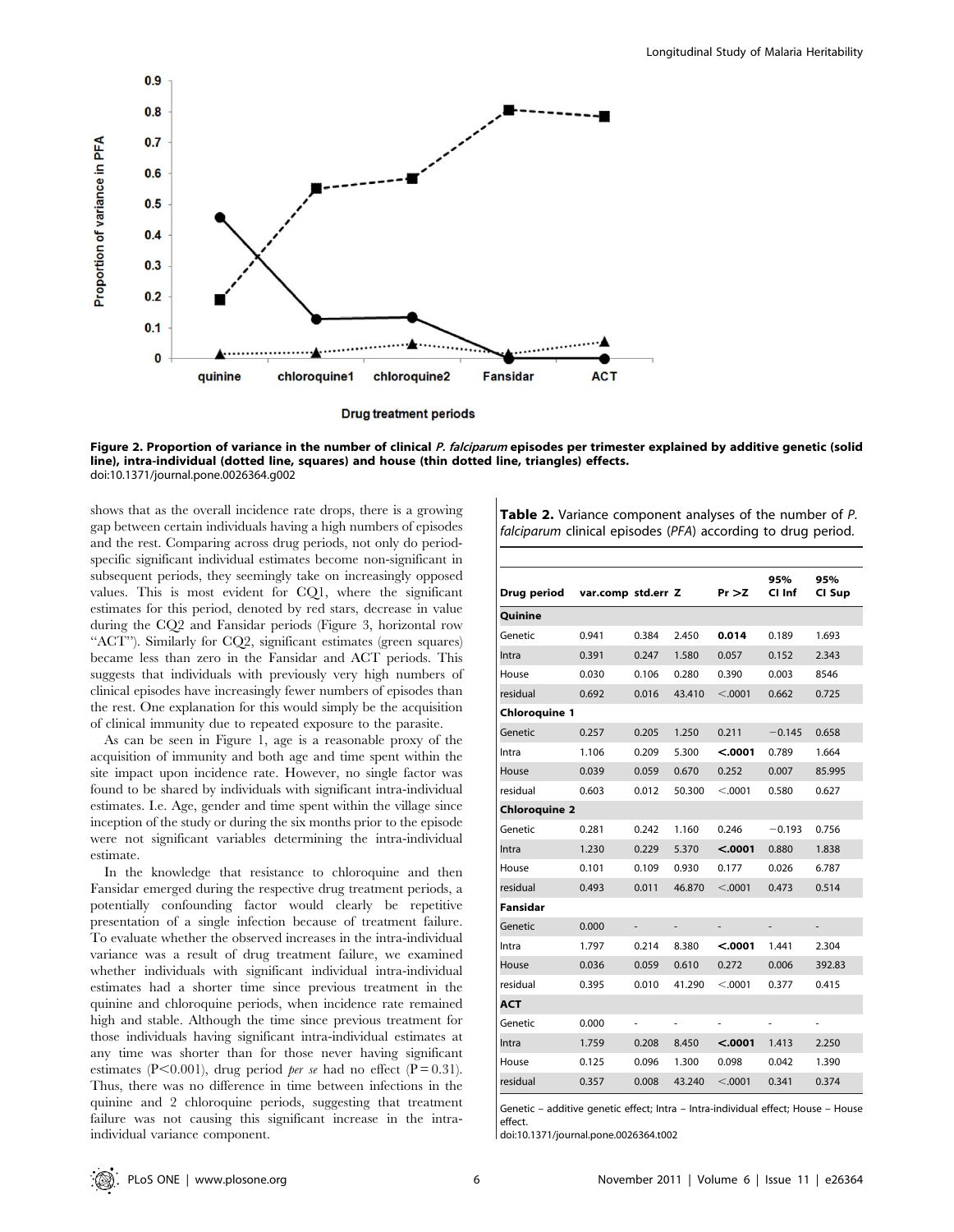**Figure 2. Proportion of variance in the number of clinical *P. falciparum* episodes per trimester explained by additive genetic (solid line), intra-individual (dotted line, squares) and house (thin dotted line, triangles) effects.**
doi:10.1371/journal.pone.0026364.g002

shows that as the overall incidence rate drops, there is a growing gap between certain individuals having a high numbers of episodes and the rest. Comparing across drug periods, not only do period-specific significant individual estimates become non-significant in subsequent periods, they seemingly take on increasingly opposed values. This is most evident for CQ1, where the significant estimates for this period, denoted by red stars, decrease in value during the CQ2 and Fansidar periods (Figure 3, horizontal row "ACT"). Similarly for CQ2, significant estimates (green squares) became less than zero in the Fansidar and ACT periods. This suggests that individuals with previously very high numbers of clinical episodes have increasingly fewer numbers of episodes than the rest. One explanation for this would simply be the acquisition of clinical immunity due to repeated exposure to the parasite.

As can be seen in Figure 1, age is a reasonable proxy of the acquisition of immunity and both age and time spent within the site impact upon incidence rate. However, no single factor was found to be shared by individuals with significant intra-individual estimates. I.e. Age, gender and time spent within the village since inception of the study or during the six months prior to the episode were not significant variables determining the intra-individual estimate.

In the knowledge that resistance to chloroquine and then Fansidar emerged during the respective drug treatment periods, a potentially confounding factor would clearly be repetitive presentation of a single infection because of treatment failure. To evaluate whether the observed increases in the intra-individual variance was a result of drug treatment failure, we examined whether individuals with significant intra-individual estimates had a shorter time since previous treatment in the quinine and chloroquine periods, when incidence rate remained high and stable. Although the time since previous treatment for those individuals having significant intra-individual estimates at any time was shorter than for those never having significant estimates ($P<0.001$), drug period *per se* had no effect ($P = 0.31$). Thus, there was no difference in time between infections in the quinine and 2 chloroquine periods, suggesting that treatment failure was not causing this significant increase in the intra-individual variance component.

**Table 2.** Variance component analyses of the number of *P. falciparum* clinical episodes (*PFA*) according to drug period.

| Drug period | var.comp | std.err | Z | Pr >Z | 95% CI Inf | 95% CI Sup |
|---|---|---|---|---|---|---|
| **Quinine** | | | | | | |
| Genetic | 0.941 | 0.384 | 2.450 | **0.014** | 0.189 | 1.693 |
| Intra | 0.391 | 0.247 | 1.580 | 0.057 | 0.152 | 2.343 |
| House | 0.030 | 0.106 | 0.280 | 0.390 | 0.003 | 8546 |
| residual | 0.692 | 0.016 | 43.410 | <.0001 | 0.662 | 0.725 |
| **Chloroquine 1** | | | | | | |
| Genetic | 0.257 | 0.205 | 1.250 | 0.211 | −0.145 | 0.658 |
| Intra | 1.106 | 0.209 | 5.300 | **<.0001** | 0.789 | 1.664 |
| House | 0.039 | 0.059 | 0.670 | 0.252 | 0.007 | 85.995 |
| residual | 0.603 | 0.012 | 50.300 | <.0001 | 0.580 | 0.627 |
| **Chloroquine 2** | | | | | | |
| Genetic | 0.281 | 0.242 | 1.160 | 0.246 | −0.193 | 0.756 |
| Intra | 1.230 | 0.229 | 5.370 | **<.0001** | 0.880 | 1.838 |
| House | 0.101 | 0.109 | 0.930 | 0.177 | 0.026 | 6.787 |
| residual | 0.493 | 0.011 | 46.870 | <.0001 | 0.473 | 0.514 |
| **Fansidar** | | | | | | |
| Genetic | 0.000 | - | - | - | - | - |
| Intra | 1.797 | 0.214 | 8.380 | **<.0001** | 1.441 | 2.304 |
| House | 0.036 | 0.059 | 0.610 | 0.272 | 0.006 | 392.83 |
| residual | 0.395 | 0.010 | 41.290 | <.0001 | 0.377 | 0.415 |
| **ACT** | | | | | | |
| Genetic | 0.000 | - | - | - | - | - |
| Intra | 1.759 | 0.208 | 8.450 | **<.0001** | 1.413 | 2.250 |
| House | 0.125 | 0.096 | 1.300 | 0.098 | 0.042 | 1.390 |
| residual | 0.357 | 0.008 | 43.240 | <.0001 | 0.341 | 0.374 |

Genetic – additive genetic effect; Intra – Intra-individual effect; House – House effect.
doi:10.1371/journal.pone.0026364.t002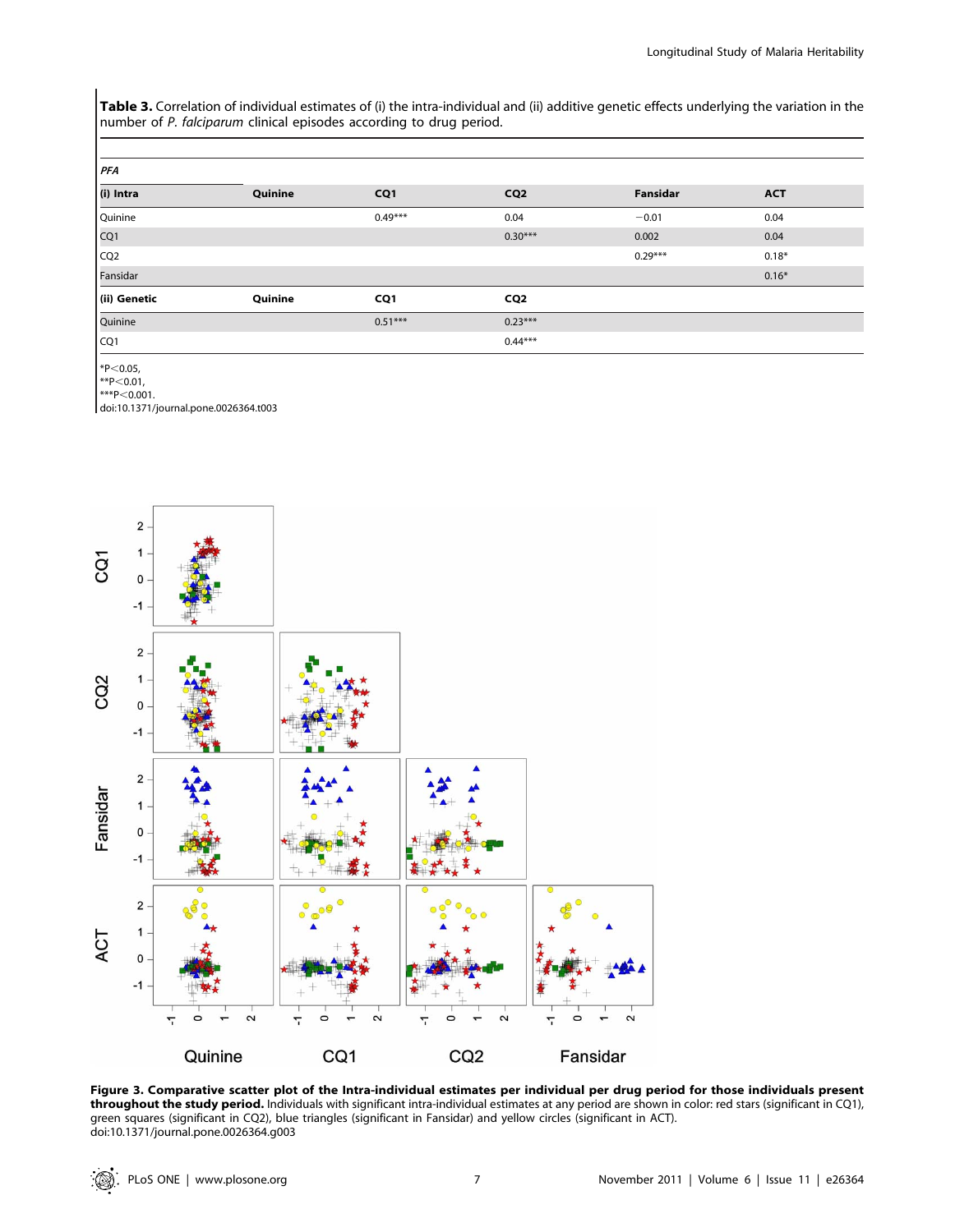**Table 3.** Correlation of individual estimates of (i) the intra-individual and (ii) additive genetic effects underlying the variation in the number of *P. falciparum* clinical episodes according to drug period.

| *PFA* | | | | | |
|---|---|---|---|---|---|
| **(i) Intra** | **Quinine** | **CQ1** | **CQ2** | **Fansidar** | **ACT** |
| Quinine | | 0.49*** | 0.04 | −0.01 | 0.04 |
| CQ1 | | | 0.30*** | 0.002 | 0.04 |
| CQ2 | | | | 0.29*** | 0.18* |
| Fansidar | | | | | 0.16* |
| **(ii) Genetic** | **Quinine** | **CQ1** | **CQ2** | | |
| Quinine | | 0.51*** | 0.23*** | | |
| CQ1 | | | 0.44*** | | |

*P<0.05,
**P<0.01,
***P<0.001.
doi:10.1371/journal.pone.0026364.t003

**Figure 3. Comparative scatter plot of the Intra-individual estimates per individual per drug period for those individuals present throughout the study period.** Individuals with significant intra-individual estimates at any period are shown in color: red stars (significant in CQ1), green squares (significant in CQ2), blue triangles (significant in Fansidar) and yellow circles (significant in ACT).
doi:10.1371/journal.pone.0026364.g003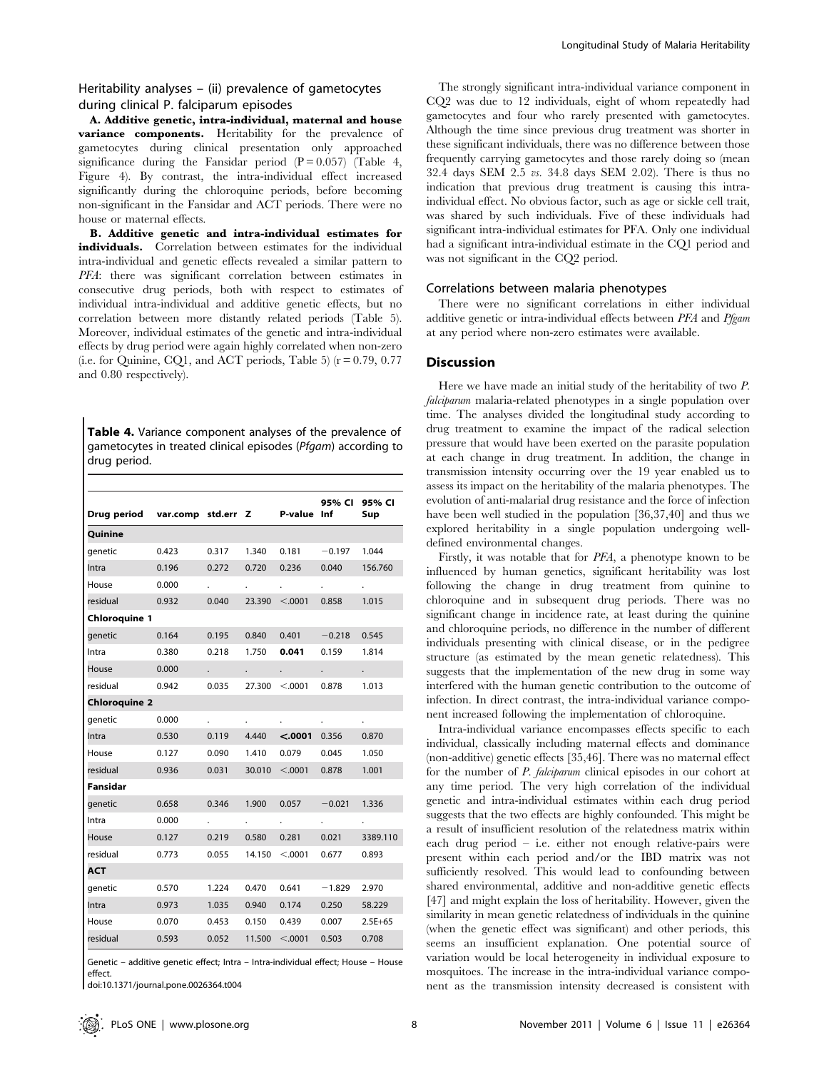### Heritability analyses – (ii) prevalence of gametocytes during clinical P. falciparum episodes

**A. Additive genetic, intra-individual, maternal and house variance components.** Heritability for the prevalence of gametocytes during clinical presentation only approached significance during the Fansidar period ($P = 0.057$) (Table 4, Figure 4). By contrast, the intra-individual effect increased significantly during the chloroquine periods, before becoming non-significant in the Fansidar and ACT periods. There were no house or maternal effects.

**B. Additive genetic and intra-individual estimates for individuals.** Correlation between estimates for the individual intra-individual and genetic effects revealed a similar pattern to *PFA*: there was significant correlation between estimates in consecutive drug periods, both with respect to estimates of individual intra-individual and additive genetic effects, but no correlation between more distantly related periods (Table 5). Moreover, individual estimates of the genetic and intra-individual effects by drug period were again highly correlated when non-zero (i.e. for Quinine, CQ1, and ACT periods, Table 5) ($r = 0.79$, 0.77 and 0.80 respectively).

**Table 4.** Variance component analyses of the prevalence of gametocytes in treated clinical episodes (*Pfgam*) according to drug period.

| Drug period | var.comp | std.err | Z | P-value | 95% CI Inf | 95% CI Sup |
|---|---|---|---|---|---|---|
| **Quinine** | | | | | | |
| genetic | 0.423 | 0.317 | 1.340 | 0.181 | −0.197 | 1.044 |
| Intra | 0.196 | 0.272 | 0.720 | 0.236 | 0.040 | 156.760 |
| House | 0.000 | . | . | . | . | . |
| residual | 0.932 | 0.040 | 23.390 | <.0001 | 0.858 | 1.015 |
| **Chloroquine 1** | | | | | | |
| genetic | 0.164 | 0.195 | 0.840 | 0.401 | −0.218 | 0.545 |
| Intra | 0.380 | 0.218 | 1.750 | **0.041** | 0.159 | 1.814 |
| House | 0.000 | . | . | . | . | . |
| residual | 0.942 | 0.035 | 27.300 | <.0001 | 0.878 | 1.013 |
| **Chloroquine 2** | | | | | | |
| genetic | 0.000 | . | . | . | . | . |
| Intra | 0.530 | 0.119 | 4.440 | **<.0001** | 0.356 | 0.870 |
| House | 0.127 | 0.090 | 1.410 | 0.079 | 0.045 | 1.050 |
| residual | 0.936 | 0.031 | 30.010 | <.0001 | 0.878 | 1.001 |
| **Fansidar** | | | | | | |
| genetic | 0.658 | 0.346 | 1.900 | 0.057 | −0.021 | 1.336 |
| Intra | 0.000 | . | . | . | . | . |
| House | 0.127 | 0.219 | 0.580 | 0.281 | 0.021 | 3389.110 |
| residual | 0.773 | 0.055 | 14.150 | <.0001 | 0.677 | 0.893 |
| **ACT** | | | | | | |
| genetic | 0.570 | 1.224 | 0.470 | 0.641 | −1.829 | 2.970 |
| Intra | 0.973 | 1.035 | 0.940 | 0.174 | 0.250 | 58.229 |
| House | 0.070 | 0.453 | 0.150 | 0.439 | 0.007 | 2.5E+65 |
| residual | 0.593 | 0.052 | 11.500 | <.0001 | 0.503 | 0.708 |

Genetic – additive genetic effect; Intra – Intra-individual effect; House – House effect.

doi:10.1371/journal.pone.0026364.t004

The strongly significant intra-individual variance component in CQ2 was due to 12 individuals, eight of whom repeatedly had gametocytes and four who rarely presented with gametocytes. Although the time since previous drug treatment was shorter in these significant individuals, there was no difference between those frequently carrying gametocytes and those rarely doing so (mean 32.4 days SEM 2.5 *vs.* 34.8 days SEM 2.02). There is thus no indication that previous drug treatment is causing this intra-individual effect. No obvious factor, such as age or sickle cell trait, was shared by such individuals. Five of these individuals had significant intra-individual estimates for PFA. Only one individual had a significant intra-individual estimate in the CQ1 period and was not significant in the CQ2 period.

### Correlations between malaria phenotypes

There were no significant correlations in either individual additive genetic or intra-individual effects between *PFA* and *Pfgam* at any period where non-zero estimates were available.

## Discussion

Here we have made an initial study of the heritability of two *P. falciparum* malaria-related phenotypes in a single population over time. The analyses divided the longitudinal study according to drug treatment to examine the impact of the radical selection pressure that would have been exerted on the parasite population at each change in drug treatment. In addition, the change in transmission intensity occurring over the 19 year enabled us to assess its impact on the heritability of the malaria phenotypes. The evolution of anti-malarial drug resistance and the force of infection have been well studied in the population [36,37,40] and thus we explored heritability in a single population undergoing well-defined environmental changes.

Firstly, it was notable that for *PFA*, a phenotype known to be influenced by human genetics, significant heritability was lost following the change in drug treatment from quinine to chloroquine and in subsequent drug periods. There was no significant change in incidence rate, at least during the quinine and chloroquine periods, no difference in the number of different individuals presenting with clinical disease, or in the pedigree structure (as estimated by the mean genetic relatedness). This suggests that the implementation of the new drug in some way interfered with the human genetic contribution to the outcome of infection. In direct contrast, the intra-individual variance component increased following the implementation of chloroquine.

Intra-individual variance encompasses effects specific to each individual, classically including maternal effects and dominance (non-additive) genetic effects [35,46]. There was no maternal effect for the number of *P. falciparum* clinical episodes in our cohort at any time period. The very high correlation of the individual genetic and intra-individual estimates within each drug period suggests that the two effects are highly confounded. This might be a result of insufficient resolution of the relatedness matrix within each drug period – i.e. either not enough relative-pairs were present within each period and/or the IBD matrix was not sufficiently resolved. This would lead to confounding between shared environmental, additive and non-additive genetic effects [47] and might explain the loss of heritability. However, given the similarity in mean genetic relatedness of individuals in the quinine (when the genetic effect was significant) and other periods, this seems an insufficient explanation. One potential source of variation would be local heterogeneity in individual exposure to mosquitoes. The increase in the intra-individual variance component as the transmission intensity decreased is consistent with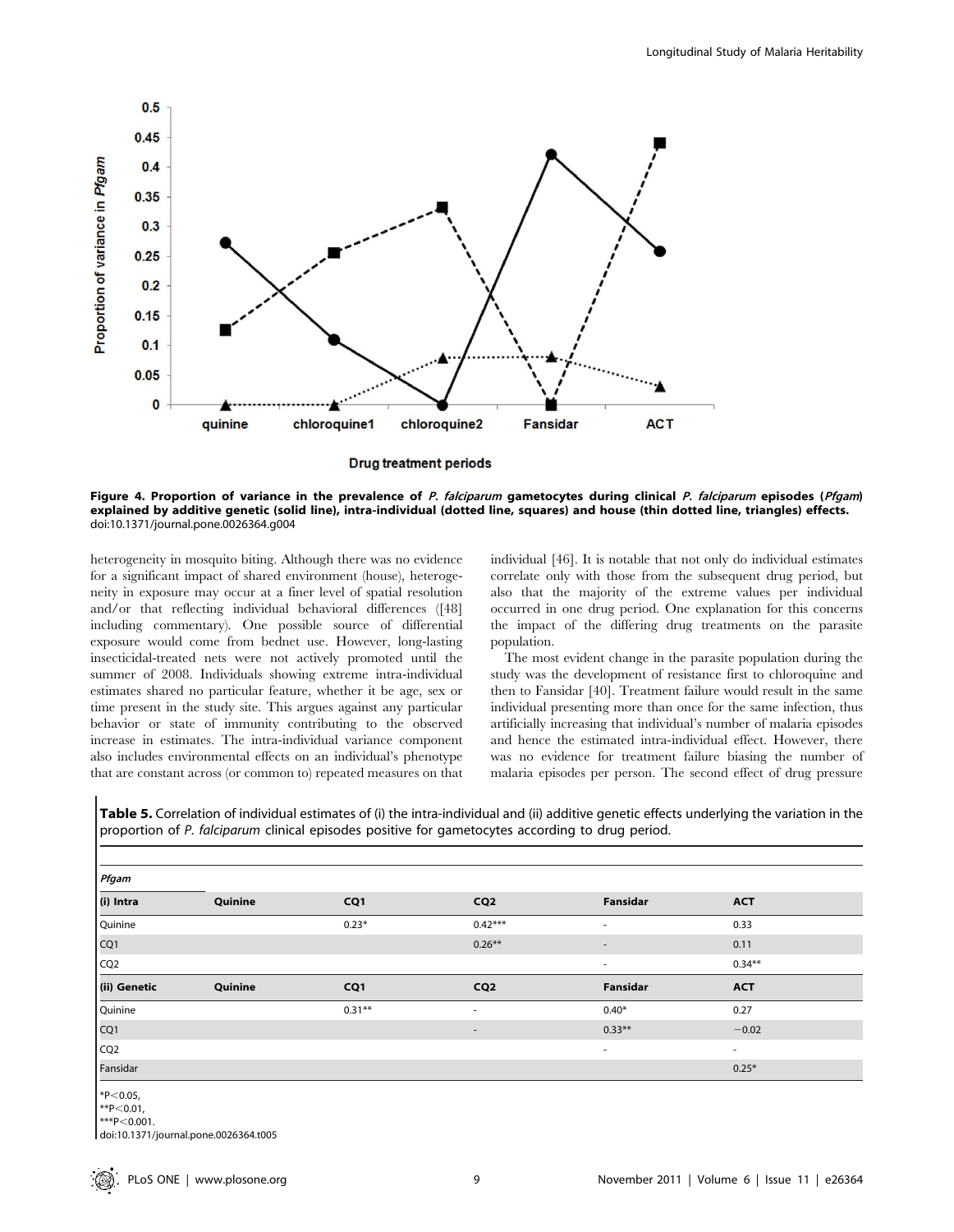**Figure 4. Proportion of variance in the prevalence of *P. falciparum* gametocytes during clinical *P. falciparum* episodes (*Pfgam*) explained by additive genetic (solid line), intra-individual (dotted line, squares) and house (thin dotted line, triangles) effects.**
doi:10.1371/journal.pone.0026364.g004

heterogeneity in mosquito biting. Although there was no evidence for a significant impact of shared environment (house), heterogeneity in exposure may occur at a finer level of spatial resolution and/or that reflecting individual behavioral differences ([48] including commentary). One possible source of differential exposure would come from bednet use. However, long-lasting insecticidal-treated nets were not actively promoted until the summer of 2008. Individuals showing extreme intra-individual estimates shared no particular feature, whether it be age, sex or time present in the study site. This argues against any particular behavior or state of immunity contributing to the observed increase in estimates. The intra-individual variance component also includes environmental effects on an individual's phenotype that are constant across (or common to) repeated measures on that individual [46]. It is notable that not only do individual estimates correlate only with those from the subsequent drug period, but also that the majority of the extreme values per individual occurred in one drug period. One explanation for this concerns the impact of the differing drug treatments on the parasite population.

The most evident change in the parasite population during the study was the development of resistance first to chloroquine and then to Fansidar [40]. Treatment failure would result in the same individual presenting more than once for the same infection, thus artificially increasing that individual's number of malaria episodes and hence the estimated intra-individual effect. However, there was no evidence for treatment failure biasing the number of malaria episodes per person. The second effect of drug pressure

**Table 5.** Correlation of individual estimates of (i) the intra-individual and (ii) additive genetic effects underlying the variation in the proportion of *P. falciparum* clinical episodes positive for gametocytes according to drug period.

| *Pfgam* | | | | | |
|---|---|---|---|---|---|
| **(i) Intra** | **Quinine** | **CQ1** | **CQ2** | **Fansidar** | **ACT** |
| Quinine | | 0.23* | 0.42*** | - | 0.33 |
| CQ1 | | | 0.26** | - | 0.11 |
| CQ2 | | | | - | 0.34** |
| **(ii) Genetic** | **Quinine** | **CQ1** | **CQ2** | **Fansidar** | **ACT** |
| Quinine | | 0.31** | - | 0.40* | 0.27 |
| CQ1 | | | - | 0.33** | −0.02 |
| CQ2 | | | | - | - |
| Fansidar | | | | | 0.25* |

*P<0.05,
**P<0.01,
***P<0.001.
doi:10.1371/journal.pone.0026364.t005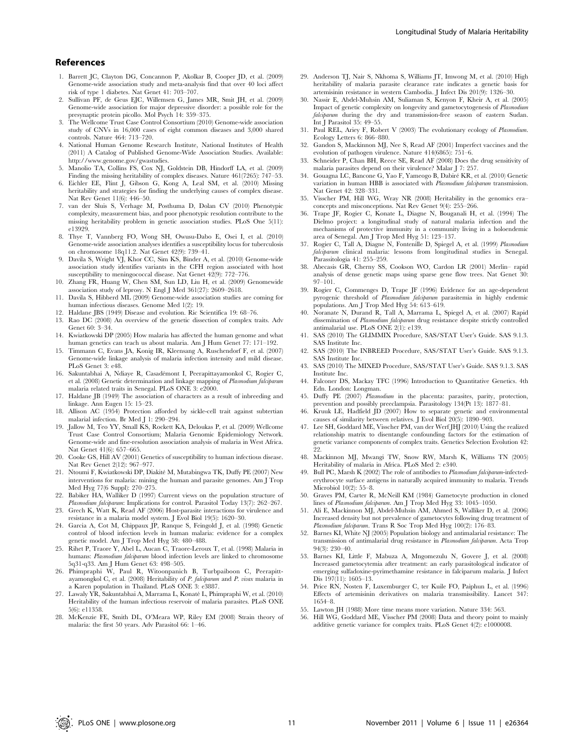## References

1. Barrett JC, Clayton DG, Concannon P, Akolkar B, Cooper JD, et al. (2009) Genome-wide association study and meta-analysis find that over 40 loci affect risk of type 1 diabetes. Nat Genet 41: 703–707.
2. Sullivan PF, de Geus EJC, Willemsen G, James MR, Smit JH, et al. (2009) Genome-wide association for major depressive disorder: a possible role for the presynaptic protein picollo. Mol Psych 14: 359–375.
3. The Wellcome Trust Case Control Consortium (2010) Genome-wide association study of CNVs in 16,000 cases of eight common diseases and 3,000 shared controls. Nature 464: 713–720.
4. National Human Genome Research Institute, National Institutes of Health (2011) A Catalog of Published Genome-Wide Association Studies. Available: http://www.genome.gov/gwastudies.
5. Manolio TA, Collins FS, Cox NJ, Goldstein DB, Hindorff LA, et al. (2009) Finding the missing heritability of complex diseases. Nature 461(7265): 747–53.
6. Eichler EE, Flint J, Gibson G, Kong A, Leal SM, et al. (2010) Missing heritability and strategies for finding the underlying causes of complex disease. Nat Rev Genet 11(6): 446–50.
7. van der Sluis S, Verhage M, Posthuma D, Dolan CV (2010) Phenotypic complexity, measurement bias, and poor phenotypic resolution contribute to the missing heritability problem in genetic association studies. PLoS One 5(11): e13929.
8. Thye T, Vannberg FO, Wong SH, Owusu-Dabo E, Osei I, et al. (2010) Genome-wide association analyses identifies a susceptibility locus for tuberculosis on chromosome 18q11.2. Nat Genet 42(9): 739–41.
9. Davila S, Wright VJ, Khor CC, Sim KS, Binder A, et al. (2010) Genome-wide association study identifies variants in the CFH region associated with host susceptibility to meningococcal disease. Nat Genet 42(9): 772–776.
10. Zhang FR, Huang W, Chen SM, Sun LD, Liu H, et al. (2009) Genomewide association study of leprosy. N Engl J Med 361(27): 2609–2618.
11. Davila S, Hibberd ML (2009) Genome-wide association studies are coming for human infectious diseases. Genome Med 1(2): 19.
12. Haldane JBS (1949) Disease and evolution. Ric Scientifica 19: 68–76.
13. Rao DC (2008) An overview of the genetic dissection of complex traits. Adv Genet 60: 3–34.
14. Kwiatkowski DP (2005) How malaria has affected the human genome and what human genetics can teach us about malaria. Am J Hum Genet 77: 171–192.
15. Timmann C, Evans JA, Konig IR, Kleensang A, Ruschendorf F, et al. (2007) Genome-wide linkage analysis of malaria infection intensity and mild disease. PLoS Genet 3: e48.
16. Sakuntabhai A, Ndiaye R, Casadémont I, Peerapittayamonkol C, Rogier C, et al. (2008) Genetic determination and linkage mapping of *Plasmodium falciparum* malaria related traits in Senegal. PLoS ONE 3: e2000.
17. Haldane JB (1949) The association of characters as a result of inbreeding and linkage. Ann Eugen 15: 15–23.
18. Allison AC (1954) Protection afforded by sickle-cell trait against subtertian malarial infection. Br Med J 1: 290–294.
19. Jallow M, Teo YY, Small KS, Rockett KA, Deloukas P, et al. (2009) Wellcome Trust Case Control Consortium; Malaria Genomic Epidemiology Network. Genome-wide and fine-resolution association analysis of malaria in West Africa. Nat Genet 41(6): 657–665.
20. Cooke GS, Hill AV (2001) Genetics of susceptibility to human infectious disease. Nat Rev Genet 2(12): 967–977.
21. Ntoumi F, Kwiatkowski DP, Diakité M, Mutabingwa TK, Duffy PE (2007) New interventions for malaria: mining the human and parasite genomes. Am J Trop Med Hyg 77(6 Suppl): 270–275.
22. Babiker HA, Walliker D (1997) Current views on the population structure of *Plasmodium falciparum*: Implications for control. Parasitol Today 13(7): 262–267.
23. Grech K, Watt K, Read AF (2006) Host-parasite interactions for virulence and resistance in a malaria model system. J Evol Biol 19(5): 1620–30.
24. Garcia A, Cot M, Chippaux JP, Ranque S, Feingold J, et al. (1998) Genetic control of blood infection levels in human malaria: evidence for a complex genetic model. Am J Trop Med Hyg 58: 480–488.
25. Rihet P, Traore Y, Abel L, Aucan C, Traore-Leroux T, et al. (1998) Malaria in humans: *Plasmodium falciparum* blood infection levels are linked to chromosome 5q31-q33. Am J Hum Genet 63: 498–505.
26. Phimpraphi W, Paul R, Witoonpanich B, Turbpaiboon C, Peerapittayamongkol C, et al. (2008) Heritability of *P. falciparum* and *P. vivax* malaria in a Karen population in Thailand. PLoS ONE 3: e3887.
27. Lawaly YR, Sakuntabhai A, Marrama L, Konaté L, Phimpraphi W, et al. (2010) Heritability of the human infectious reservoir of malaria parasites. PLoS ONE 5(6): e11358.
28. McKenzie FE, Smith DL, O'Meara WP, Riley EM (2008) Strain theory of malaria: the first 50 years. Adv Parasitol 66: 1–46.
29. Anderson TJ, Nair S, Nkhoma S, Williams JT, Imwong M, et al. (2010) High heritability of malaria parasite clearance rate indicates a genetic basis for artemisinin resistance in western Cambodia. J Infect Dis 201(9): 1326–30.
30. Nassir E, Abdel-Muhsin AM, Suliaman S, Kenyon F, Kheir A, et al. (2005) Impact of genetic complexity on longevity and gametocytogenesis of *Plasmodium falciparum* during the dry and transmission-free season of eastern Sudan. Int J Parasitol 35: 49–55.
31. Paul REL, Ariey F, Robert V (2003) The evolutionary ecology of *Plasmodium*. Ecology Letters 6: 866–880.
32. Gandon S, Mackinnon MJ, Nee S, Read AF (2001) Imperfect vaccines and the evolution of pathogen virulence. Nature 414(6865): 751–6.
33. Schneider P, Chan BH, Reece SE, Read AF (2008) Does the drug sensitivity of malaria parasites depend on their virulence? Malar J 7: 257.
34. Gouagna LC, Bancone G, Yao F, Yameogo B, Dabiré KR, et al. (2010) Genetic variation in human HBB is associated with *Plasmodium falciparum* transmission. Nat Genet 42: 328–331.
35. Visscher PM, Hill WG, Wray NR (2008) Heritability in the genomics era– concepts and misconceptions. Nat Rev Genet 9(4): 255–266.
36. Trape JF, Rogier C, Konate L, Diagne N, Bouganali H, et al. (1994) The Dielmo project: a longitudinal study of natural malaria infection and the mechanisms of protective immunity in a community living in a holoendemic area of Senegal. Am J Trop Med Hyg 51: 123–137.
37. Rogier C, Tall A, Diagne N, Fontenille D, Spiegel A, et al. (1999) *Plasmodium falciparum* clinical malaria: lessons from longitudinal studies in Senegal. Parassitologia 41: 255–259.
38. Abecasis GR, Cherny SS, Cookson WO, Cardon LR (2001) Merlin– rapid analysis of dense genetic maps using sparse gene flow trees. Nat Genet 30: 97–101.
39. Rogier C, Commenges D, Trape JF (1996) Evidence for an age-dependent pyrogenic threshold of *Plasmodium falciparum* parasitemia in highly endemic populations. Am J Trop Med Hyg 54: 613–619.
40. Noranate N, Durand R, Tall A, Marrama L, Spiegel A, et al. (2007) Rapid dissemination of *Plasmodium falciparum* drug resistance despite strictly controlled antimalarial use. PLoS ONE 2(1): e139.
41. SAS (2010) The GLIMMIX Procedure, SAS/STAT User's Guide. SAS 9.1.3. SAS Institute Inc.
42. SAS (2010) The INBREED Procedure, SAS/STAT User's Guide. SAS 9.1.3. SAS Institute Inc.
43. SAS (2010) The MIXED Procedure, SAS/STAT User's Guide. SAS 9.1.3. SAS Institute Inc.
44. Falconer DS, Mackay TFC (1996) Introduction to Quantitative Genetics. 4th Edn. London: Longman.
45. Duffy PE (2007) *Plasmodium* in the placenta: parasites, parity, protection, prevention and possibly preeclampsia. Parasitology 134(Pt 13): 1877–81.
46. Kruuk LE, Hadfield JD (2007) How to separate genetic and environmental causes of similarity between relatives. J Evol Biol 20(5): 1890–903.
47. Lee SH, Goddard ME, Visscher PM, van der Werf JHJ (2010) Using the realized relationship matrix to disentangle confounding factors for the estimation of genetic variance components of complex traits. Genetics Selection Evolution 42: 22.
48. Mackinnon MJ, Mwangi TW, Snow RW, Marsh K, Williams TN (2005) Heritability of malaria in Africa. PLoS Med 2: e340.
49. Bull PC, Marsh K (2002) The role of antibodies to *Plasmodium falciparum*-infected-erythrocyte surface antigens in naturally acquired immunity to malaria. Trends Microbiol 10(2): 55–8.
50. Graves PM, Carter R, McNeill KM (1984) Gametocyte production in cloned lines of *Plasmodium falciparum*. Am J Trop Med Hyg 33: 1045–1050.
51. Ali E, Mackinnon MJ, Abdel-Muhsin AM, Ahmed S, Walliker D, et al. (2006) Increased density but not prevalence of gametocytes following drug treatment of *Plasmodium falciparum*. Trans R Soc Trop Med Hyg 100(2): 176–83.
52. Barnes KI, White NJ (2005) Population biology and antimalarial resistance: The transmission of antimalarial drug resistance in *Plasmodium falciparum*. Acta Trop 94(3): 230–40.
53. Barnes KI, Little F, Mabuza A, Mngomezulu N, Govere J, et al. (2008) Increased gametocytemia after treatment: an early parasitological indicator of emerging sulfadoxine-pyrimethamine resistance in falciparum malaria. J Infect Dis 197(11): 1605–13.
54. Price RN, Nosten F, Luxemburger C, ter Kuile FO, Paiphun L, et al. (1996) Effects of artemisinin derivatives on malaria transmissibility. Lancet 347: 1654–8.
55. Lawton JH (1988) More time means more variation. Nature 334: 563.
56. Hill WG, Goddard ME, Visscher PM (2008) Data and theory point to mainly additive genetic variance for complex traits. PLoS Genet 4(2): e1000008.